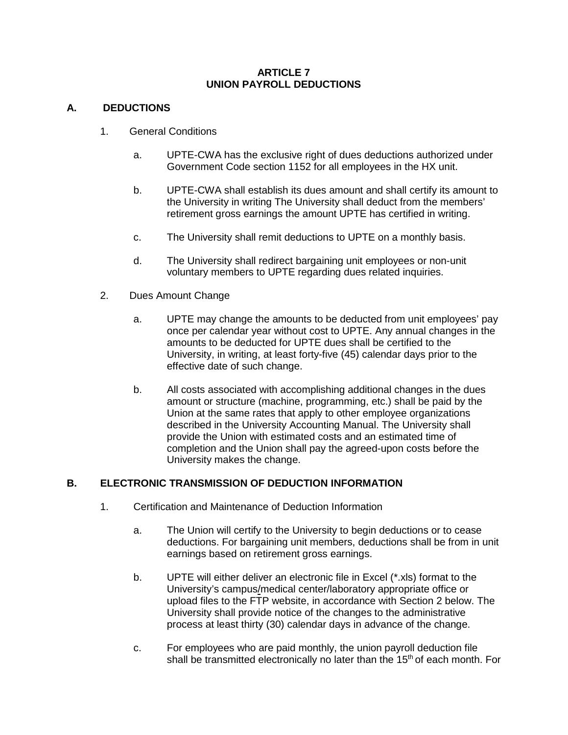# ARTICLE 7
# UNION PAYROLL DEDUCTIONS

## A. DEDUCTIONS

1. General Conditions

   a. UPTE-CWA has the exclusive right of dues deductions authorized under Government Code section 1152 for all employees in the HX unit.

   b. UPTE-CWA shall establish its dues amount and shall certify its amount to the University in writing The University shall deduct from the members' retirement gross earnings the amount UPTE has certified in writing.

   c. The University shall remit deductions to UPTE on a monthly basis.

   d. The University shall redirect bargaining unit employees or non-unit voluntary members to UPTE regarding dues related inquiries.

2. Dues Amount Change

   a. UPTE may change the amounts to be deducted from unit employees' pay once per calendar year without cost to UPTE. Any annual changes in the amounts to be deducted for UPTE dues shall be certified to the University, in writing, at least forty-five (45) calendar days prior to the effective date of such change.

   b. All costs associated with accomplishing additional changes in the dues amount or structure (machine, programming, etc.) shall be paid by the Union at the same rates that apply to other employee organizations described in the University Accounting Manual. The University shall provide the Union with estimated costs and an estimated time of completion and the Union shall pay the agreed-upon costs before the University makes the change.

## B. ELECTRONIC TRANSMISSION OF DEDUCTION INFORMATION

1. Certification and Maintenance of Deduction Information

   a. The Union will certify to the University to begin deductions or to cease deductions. For bargaining unit members, deductions shall be from in unit earnings based on retirement gross earnings.

   b. UPTE will either deliver an electronic file in Excel (*.xls) format to the University's campus/medical center/laboratory appropriate office or upload files to the FTP website, in accordance with Section 2 below. The University shall provide notice of the changes to the administrative process at least thirty (30) calendar days in advance of the change.

   c. For employees who are paid monthly, the union payroll deduction file shall be transmitted electronically no later than the 15th of each month. For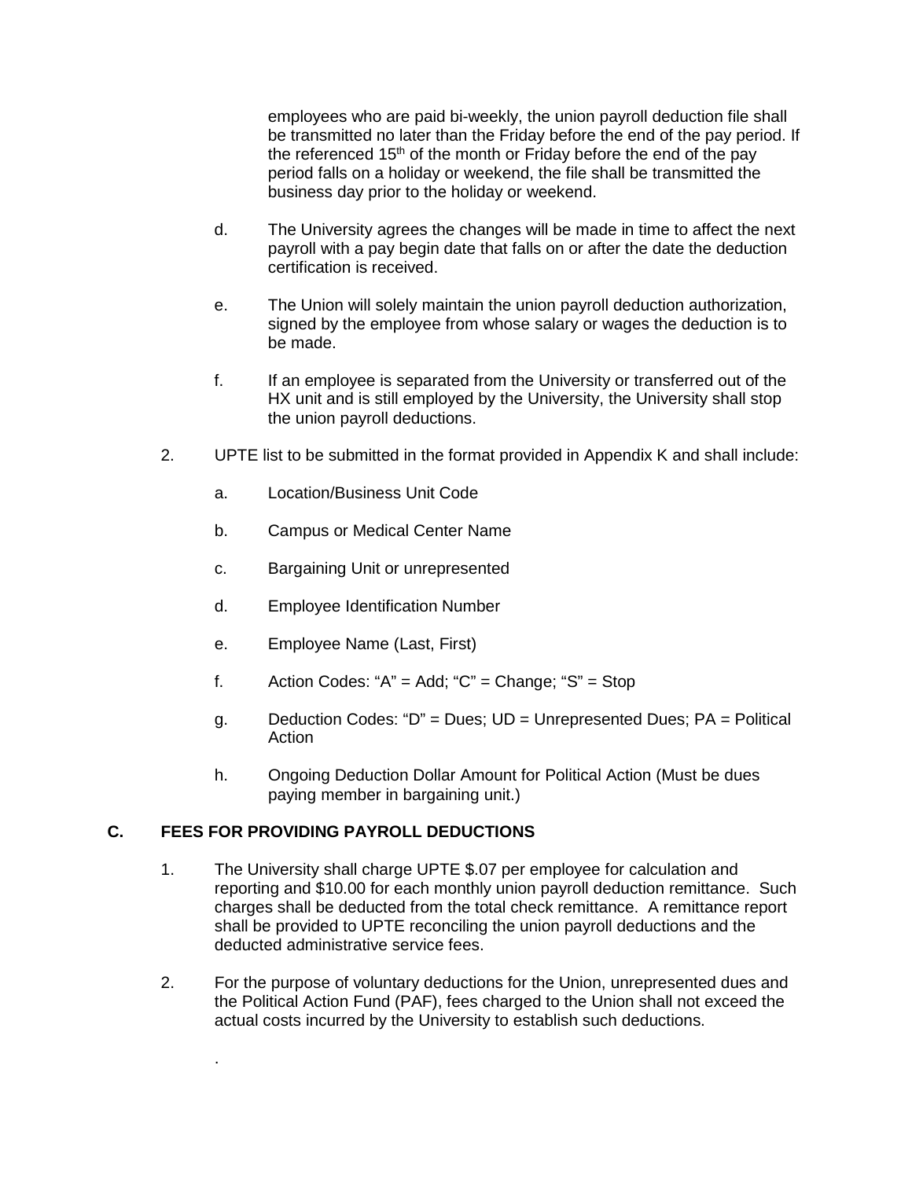employees who are paid bi-weekly, the union payroll deduction file shall be transmitted no later than the Friday before the end of the pay period. If the referenced 15th of the month or Friday before the end of the pay period falls on a holiday or weekend, the file shall be transmitted the business day prior to the holiday or weekend.

d. The University agrees the changes will be made in time to affect the next payroll with a pay begin date that falls on or after the date the deduction certification is received.

e. The Union will solely maintain the union payroll deduction authorization, signed by the employee from whose salary or wages the deduction is to be made.

f. If an employee is separated from the University or transferred out of the HX unit and is still employed by the University, the University shall stop the union payroll deductions.

2. UPTE list to be submitted in the format provided in Appendix K and shall include:

   a. Location/Business Unit Code

   b. Campus or Medical Center Name

   c. Bargaining Unit or unrepresented

   d. Employee Identification Number

   e. Employee Name (Last, First)

   f. Action Codes: “A” = Add; “C” = Change; “S” = Stop

   g. Deduction Codes: “D” = Dues; UD = Unrepresented Dues; PA = Political Action

   h. Ongoing Deduction Dollar Amount for Political Action (Must be dues paying member in bargaining unit.)

## C. FEES FOR PROVIDING PAYROLL DEDUCTIONS

1. The University shall charge UPTE $.07 per employee for calculation and reporting and $10.00 for each monthly union payroll deduction remittance. Such charges shall be deducted from the total check remittance. A remittance report shall be provided to UPTE reconciling the union payroll deductions and the deducted administrative service fees.

2. For the purpose of voluntary deductions for the Union, unrepresented dues and the Political Action Fund (PAF), fees charged to the Union shall not exceed the actual costs incurred by the University to establish such deductions.

.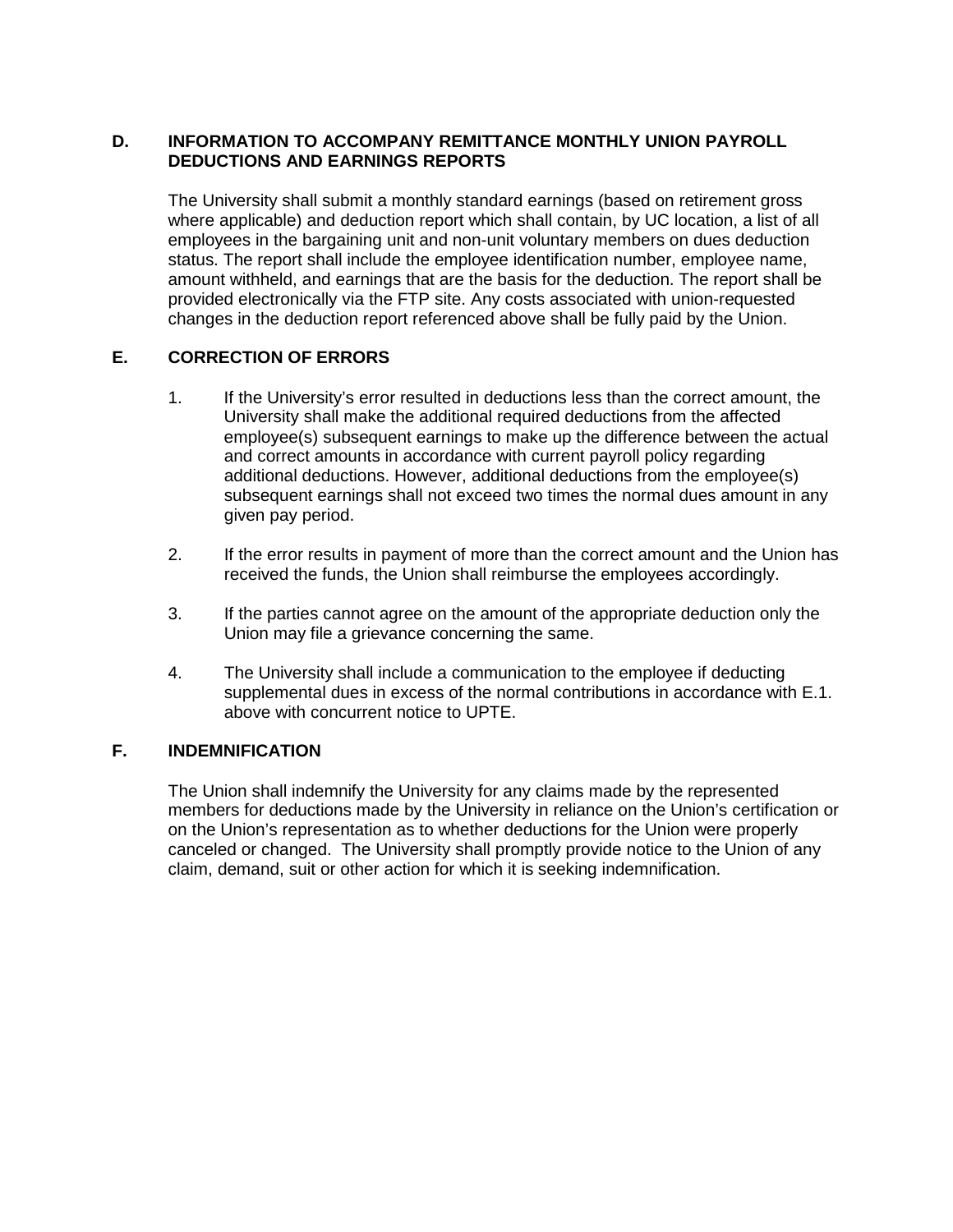### D. INFORMATION TO ACCOMPANY REMITTANCE MONTHLY UNION PAYROLL DEDUCTIONS AND EARNINGS REPORTS

The University shall submit a monthly standard earnings (based on retirement gross where applicable) and deduction report which shall contain, by UC location, a list of all employees in the bargaining unit and non-unit voluntary members on dues deduction status. The report shall include the employee identification number, employee name, amount withheld, and earnings that are the basis for the deduction. The report shall be provided electronically via the FTP site. Any costs associated with union-requested changes in the deduction report referenced above shall be fully paid by the Union.

### E. CORRECTION OF ERRORS

1. If the University's error resulted in deductions less than the correct amount, the University shall make the additional required deductions from the affected employee(s) subsequent earnings to make up the difference between the actual and correct amounts in accordance with current payroll policy regarding additional deductions. However, additional deductions from the employee(s) subsequent earnings shall not exceed two times the normal dues amount in any given pay period.

2. If the error results in payment of more than the correct amount and the Union has received the funds, the Union shall reimburse the employees accordingly.

3. If the parties cannot agree on the amount of the appropriate deduction only the Union may file a grievance concerning the same.

4. The University shall include a communication to the employee if deducting supplemental dues in excess of the normal contributions in accordance with E.1. above with concurrent notice to UPTE.

### F. INDEMNIFICATION

The Union shall indemnify the University for any claims made by the represented members for deductions made by the University in reliance on the Union's certification or on the Union's representation as to whether deductions for the Union were properly canceled or changed. The University shall promptly provide notice to the Union of any claim, demand, suit or other action for which it is seeking indemnification.